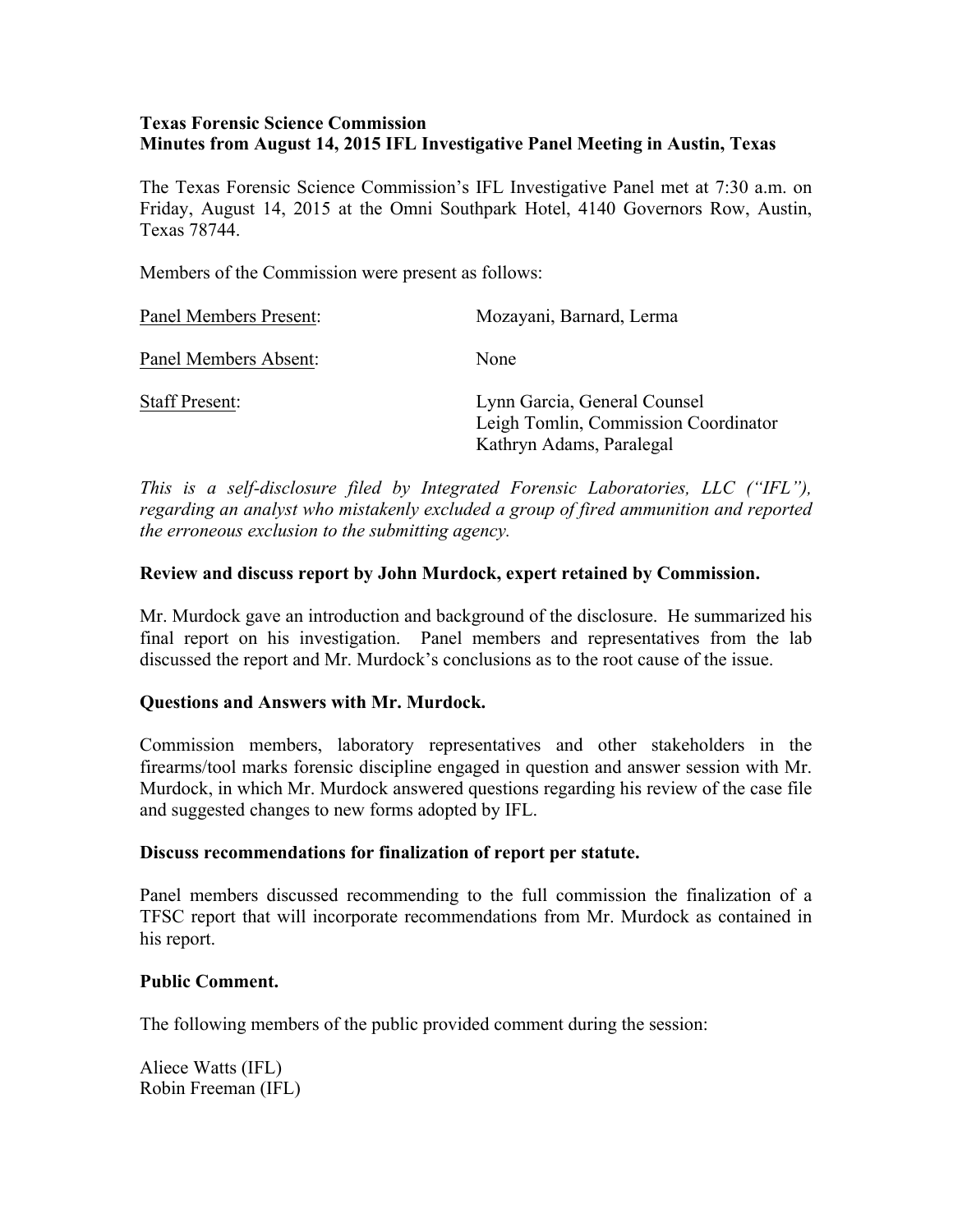**Texas Forensic Science Commission**
**Minutes from August 14, 2015 IFL Investigative Panel Meeting in Austin, Texas**

The Texas Forensic Science Commission's IFL Investigative Panel met at 7:30 a.m. on Friday, August 14, 2015 at the Omni Southpark Hotel, 4140 Governors Row, Austin, Texas 78744.

Members of the Commission were present as follows:

| | |
|---|---|
| Panel Members Present: | Mozayani, Barnard, Lerma |
| Panel Members Absent: | None |
| Staff Present: | Lynn Garcia, General Counsel<br>Leigh Tomlin, Commission Coordinator<br>Kathryn Adams, Paralegal |

*This is a self-disclosure filed by Integrated Forensic Laboratories, LLC ("IFL"), regarding an analyst who mistakenly excluded a group of fired ammunition and reported the erroneous exclusion to the submitting agency.*

**Review and discuss report by John Murdock, expert retained by Commission.**

Mr. Murdock gave an introduction and background of the disclosure. He summarized his final report on his investigation. Panel members and representatives from the lab discussed the report and Mr. Murdock's conclusions as to the root cause of the issue.

**Questions and Answers with Mr. Murdock.**

Commission members, laboratory representatives and other stakeholders in the firearms/tool marks forensic discipline engaged in question and answer session with Mr. Murdock, in which Mr. Murdock answered questions regarding his review of the case file and suggested changes to new forms adopted by IFL.

**Discuss recommendations for finalization of report per statute.**

Panel members discussed recommending to the full commission the finalization of a TFSC report that will incorporate recommendations from Mr. Murdock as contained in his report.

**Public Comment.**

The following members of the public provided comment during the session:

Aliece Watts (IFL)
Robin Freeman (IFL)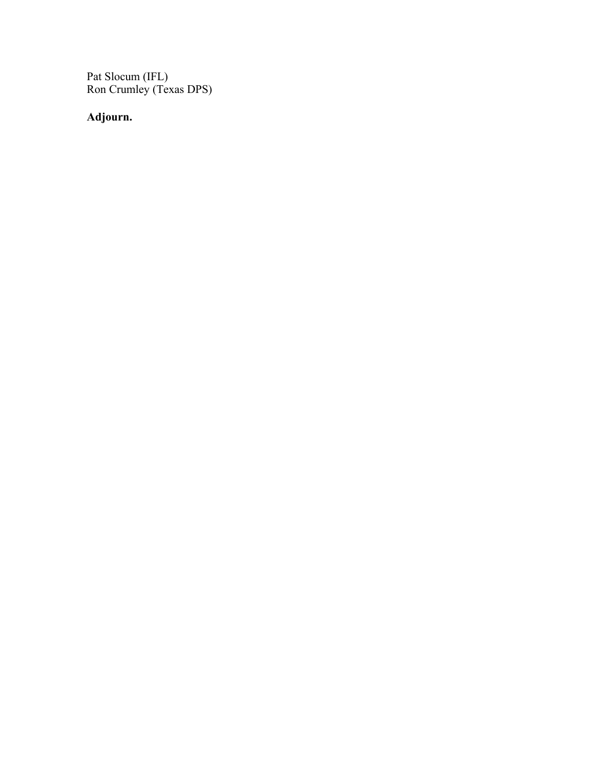Pat Slocum (IFL)
Ron Crumley (Texas DPS)

**Adjourn.**